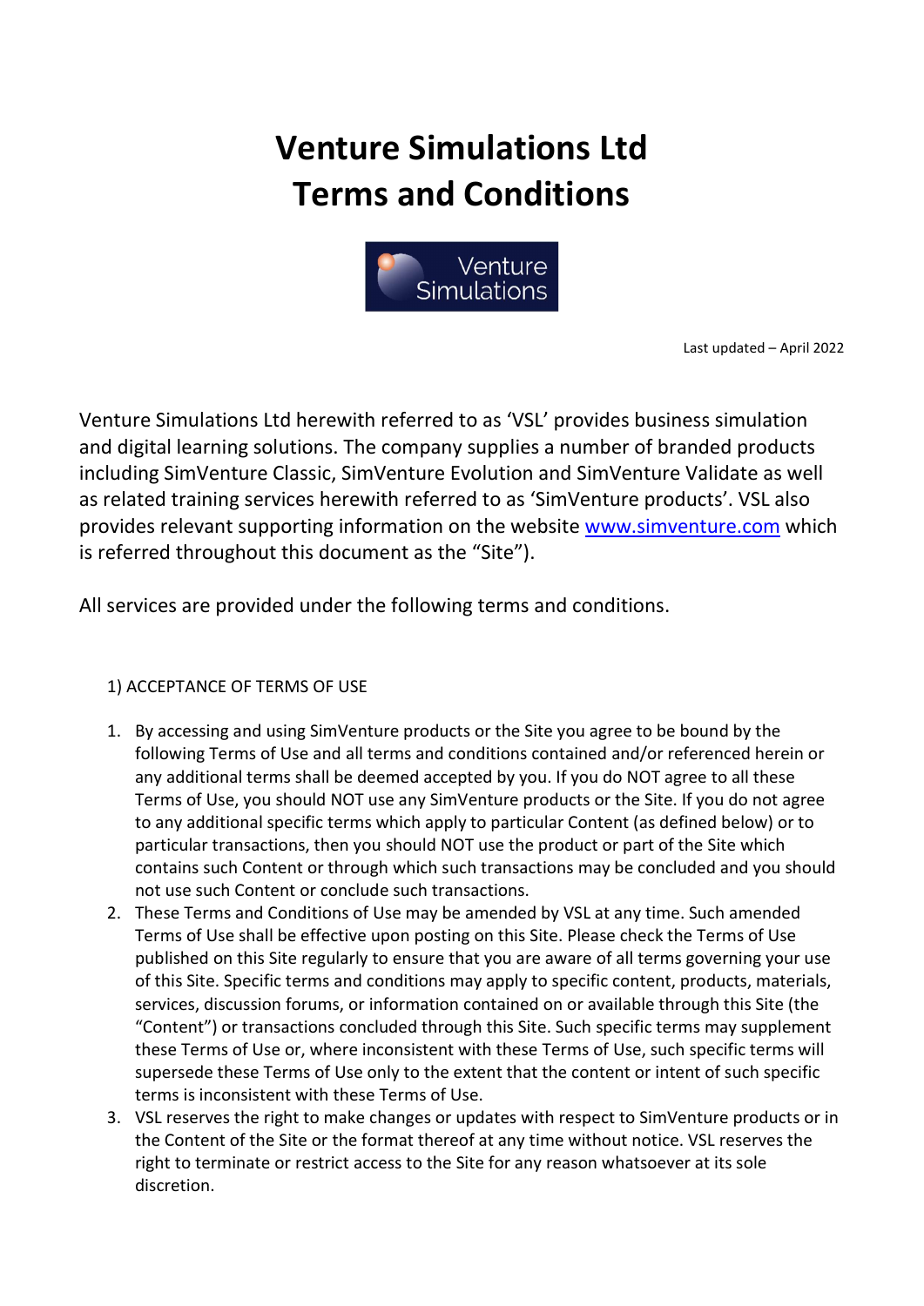# Venture Simulations Ltd
# Terms and Conditions

Last updated – April 2022

Venture Simulations Ltd herewith referred to as 'VSL' provides business simulation and digital learning solutions. The company supplies a number of branded products including SimVenture Classic, SimVenture Evolution and SimVenture Validate as well as related training services herewith referred to as 'SimVenture products'. VSL also provides relevant supporting information on the website www.simventure.com which is referred throughout this document as the "Site").

All services are provided under the following terms and conditions.

## 1) ACCEPTANCE OF TERMS OF USE

1. By accessing and using SimVenture products or the Site you agree to be bound by the following Terms of Use and all terms and conditions contained and/or referenced herein or any additional terms shall be deemed accepted by you. If you do NOT agree to all these Terms of Use, you should NOT use any SimVenture products or the Site. If you do not agree to any additional specific terms which apply to particular Content (as defined below) or to particular transactions, then you should NOT use the product or part of the Site which contains such Content or through which such transactions may be concluded and you should not use such Content or conclude such transactions.
2. These Terms and Conditions of Use may be amended by VSL at any time. Such amended Terms of Use shall be effective upon posting on this Site. Please check the Terms of Use published on this Site regularly to ensure that you are aware of all terms governing your use of this Site. Specific terms and conditions may apply to specific content, products, materials, services, discussion forums, or information contained on or available through this Site (the "Content") or transactions concluded through this Site. Such specific terms may supplement these Terms of Use or, where inconsistent with these Terms of Use, such specific terms will supersede these Terms of Use only to the extent that the content or intent of such specific terms is inconsistent with these Terms of Use.
3. VSL reserves the right to make changes or updates with respect to SimVenture products or in the Content of the Site or the format thereof at any time without notice. VSL reserves the right to terminate or restrict access to the Site for any reason whatsoever at its sole discretion.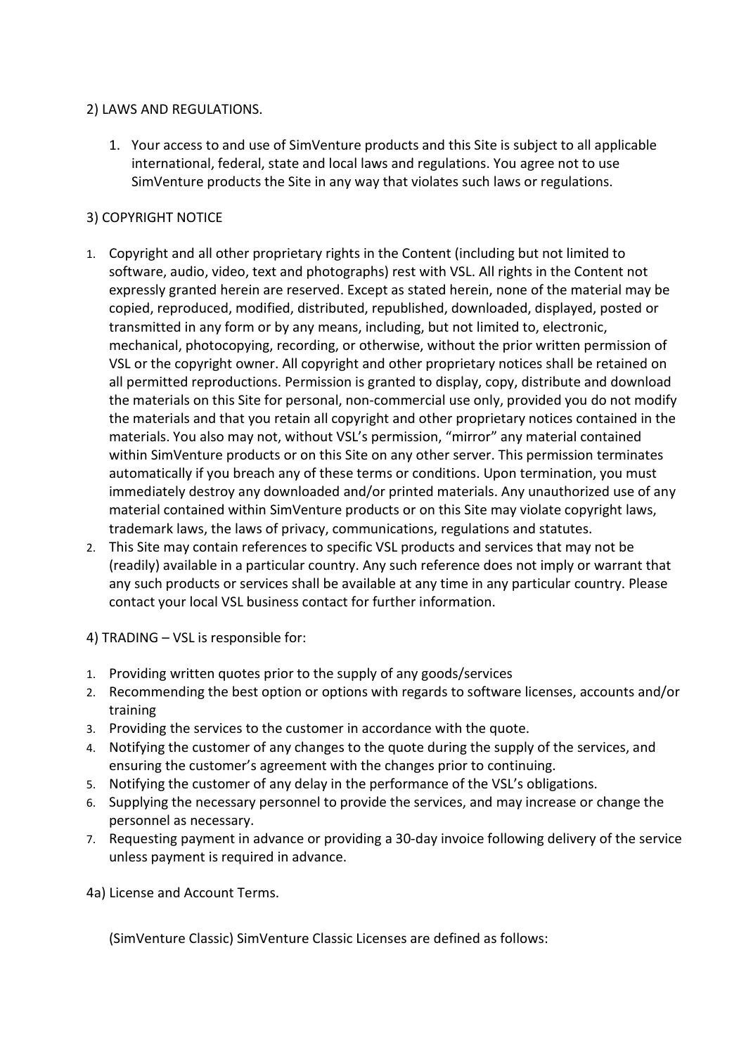## 2) LAWS AND REGULATIONS.

1. Your access to and use of SimVenture products and this Site is subject to all applicable international, federal, state and local laws and regulations. You agree not to use SimVenture products the Site in any way that violates such laws or regulations.

## 3) COPYRIGHT NOTICE

1. Copyright and all other proprietary rights in the Content (including but not limited to software, audio, video, text and photographs) rest with VSL. All rights in the Content not expressly granted herein are reserved. Except as stated herein, none of the material may be copied, reproduced, modified, distributed, republished, downloaded, displayed, posted or transmitted in any form or by any means, including, but not limited to, electronic, mechanical, photocopying, recording, or otherwise, without the prior written permission of VSL or the copyright owner. All copyright and other proprietary notices shall be retained on all permitted reproductions. Permission is granted to display, copy, distribute and download the materials on this Site for personal, non-commercial use only, provided you do not modify the materials and that you retain all copyright and other proprietary notices contained in the materials. You also may not, without VSL's permission, "mirror" any material contained within SimVenture products or on this Site on any other server. This permission terminates automatically if you breach any of these terms or conditions. Upon termination, you must immediately destroy any downloaded and/or printed materials. Any unauthorized use of any material contained within SimVenture products or on this Site may violate copyright laws, trademark laws, the laws of privacy, communications, regulations and statutes.
2. This Site may contain references to specific VSL products and services that may not be (readily) available in a particular country. Any such reference does not imply or warrant that any such products or services shall be available at any time in any particular country. Please contact your local VSL business contact for further information.

## 4) TRADING – VSL is responsible for:

1. Providing written quotes prior to the supply of any goods/services
2. Recommending the best option or options with regards to software licenses, accounts and/or training
3. Providing the services to the customer in accordance with the quote.
4. Notifying the customer of any changes to the quote during the supply of the services, and ensuring the customer's agreement with the changes prior to continuing.
5. Notifying the customer of any delay in the performance of the VSL's obligations.
6. Supplying the necessary personnel to provide the services, and may increase or change the personnel as necessary.
7. Requesting payment in advance or providing a 30-day invoice following delivery of the service unless payment is required in advance.

### 4a) License and Account Terms.

(SimVenture Classic) SimVenture Classic Licenses are defined as follows: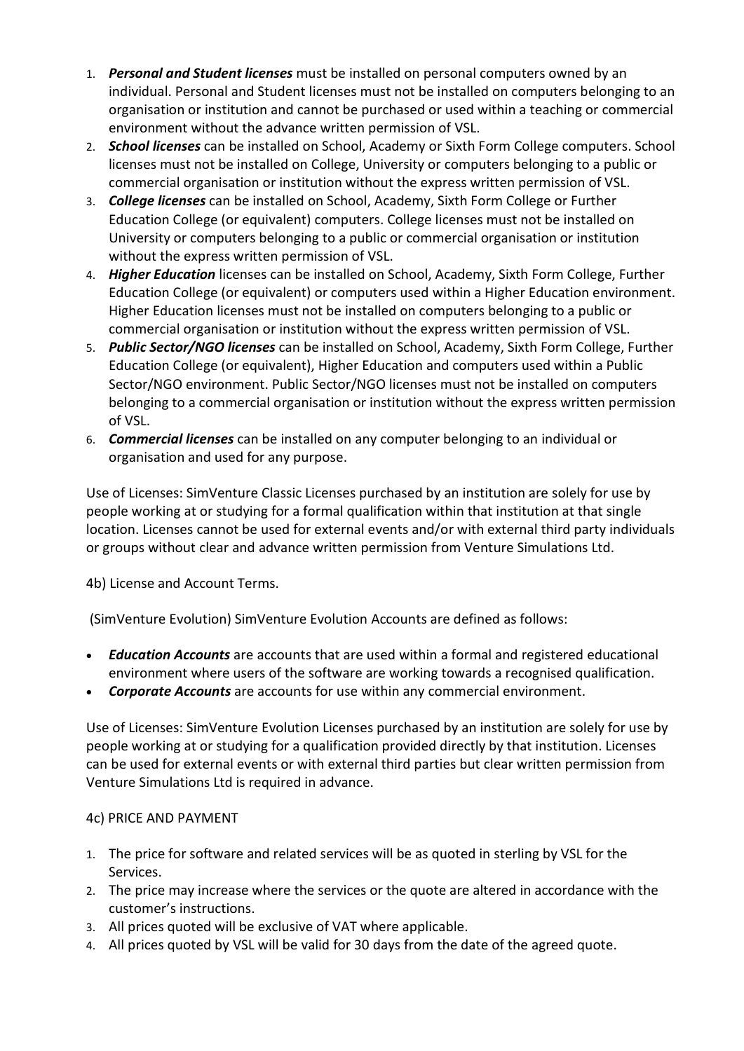1. ***Personal and Student licenses*** must be installed on personal computers owned by an individual. Personal and Student licenses must not be installed on computers belonging to an organisation or institution and cannot be purchased or used within a teaching or commercial environment without the advance written permission of VSL.
2. ***School licenses*** can be installed on School, Academy or Sixth Form College computers. School licenses must not be installed on College, University or computers belonging to a public or commercial organisation or institution without the express written permission of VSL.
3. ***College licenses*** can be installed on School, Academy, Sixth Form College or Further Education College (or equivalent) computers. College licenses must not be installed on University or computers belonging to a public or commercial organisation or institution without the express written permission of VSL.
4. ***Higher Education*** licenses can be installed on School, Academy, Sixth Form College, Further Education College (or equivalent) or computers used within a Higher Education environment. Higher Education licenses must not be installed on computers belonging to a public or commercial organisation or institution without the express written permission of VSL.
5. ***Public Sector/NGO licenses*** can be installed on School, Academy, Sixth Form College, Further Education College (or equivalent), Higher Education and computers used within a Public Sector/NGO environment. Public Sector/NGO licenses must not be installed on computers belonging to a commercial organisation or institution without the express written permission of VSL.
6. ***Commercial licenses*** can be installed on any computer belonging to an individual or organisation and used for any purpose.

Use of Licenses: SimVenture Classic Licenses purchased by an institution are solely for use by people working at or studying for a formal qualification within that institution at that single location. Licenses cannot be used for external events and/or with external third party individuals or groups without clear and advance written permission from Venture Simulations Ltd.

4b) License and Account Terms.

(SimVenture Evolution) SimVenture Evolution Accounts are defined as follows:

- ***Education Accounts*** are accounts that are used within a formal and registered educational environment where users of the software are working towards a recognised qualification.
- ***Corporate Accounts*** are accounts for use within any commercial environment.

Use of Licenses: SimVenture Evolution Licenses purchased by an institution are solely for use by people working at or studying for a qualification provided directly by that institution. Licenses can be used for external events or with external third parties but clear written permission from Venture Simulations Ltd is required in advance.

4c) PRICE AND PAYMENT

1. The price for software and related services will be as quoted in sterling by VSL for the Services.
2. The price may increase where the services or the quote are altered in accordance with the customer's instructions.
3. All prices quoted will be exclusive of VAT where applicable.
4. All prices quoted by VSL will be valid for 30 days from the date of the agreed quote.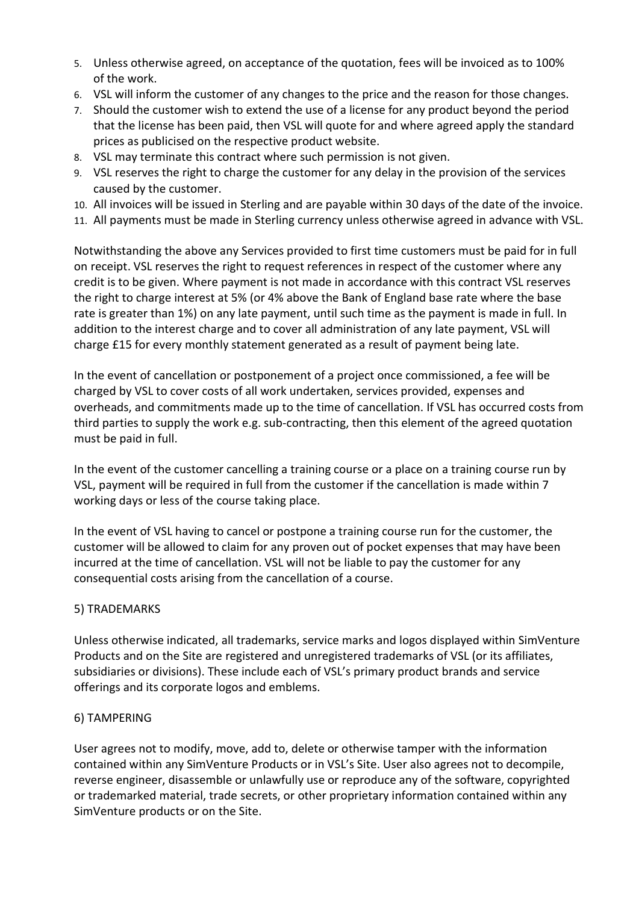5. Unless otherwise agreed, on acceptance of the quotation, fees will be invoiced as to 100% of the work.
6. VSL will inform the customer of any changes to the price and the reason for those changes.
7. Should the customer wish to extend the use of a license for any product beyond the period that the license has been paid, then VSL will quote for and where agreed apply the standard prices as publicised on the respective product website.
8. VSL may terminate this contract where such permission is not given.
9. VSL reserves the right to charge the customer for any delay in the provision of the services caused by the customer.
10. All invoices will be issued in Sterling and are payable within 30 days of the date of the invoice.
11. All payments must be made in Sterling currency unless otherwise agreed in advance with VSL.

Notwithstanding the above any Services provided to first time customers must be paid for in full on receipt. VSL reserves the right to request references in respect of the customer where any credit is to be given. Where payment is not made in accordance with this contract VSL reserves the right to charge interest at 5% (or 4% above the Bank of England base rate where the base rate is greater than 1%) on any late payment, until such time as the payment is made in full. In addition to the interest charge and to cover all administration of any late payment, VSL will charge £15 for every monthly statement generated as a result of payment being late.

In the event of cancellation or postponement of a project once commissioned, a fee will be charged by VSL to cover costs of all work undertaken, services provided, expenses and overheads, and commitments made up to the time of cancellation. If VSL has occurred costs from third parties to supply the work e.g. sub-contracting, then this element of the agreed quotation must be paid in full.

In the event of the customer cancelling a training course or a place on a training course run by VSL, payment will be required in full from the customer if the cancellation is made within 7 working days or less of the course taking place.

In the event of VSL having to cancel or postpone a training course run for the customer, the customer will be allowed to claim for any proven out of pocket expenses that may have been incurred at the time of cancellation. VSL will not be liable to pay the customer for any consequential costs arising from the cancellation of a course.

## 5) TRADEMARKS

Unless otherwise indicated, all trademarks, service marks and logos displayed within SimVenture Products and on the Site are registered and unregistered trademarks of VSL (or its affiliates, subsidiaries or divisions). These include each of VSL's primary product brands and service offerings and its corporate logos and emblems.

## 6) TAMPERING

User agrees not to modify, move, add to, delete or otherwise tamper with the information contained within any SimVenture Products or in VSL's Site. User also agrees not to decompile, reverse engineer, disassemble or unlawfully use or reproduce any of the software, copyrighted or trademarked material, trade secrets, or other proprietary information contained within any SimVenture products or on the Site.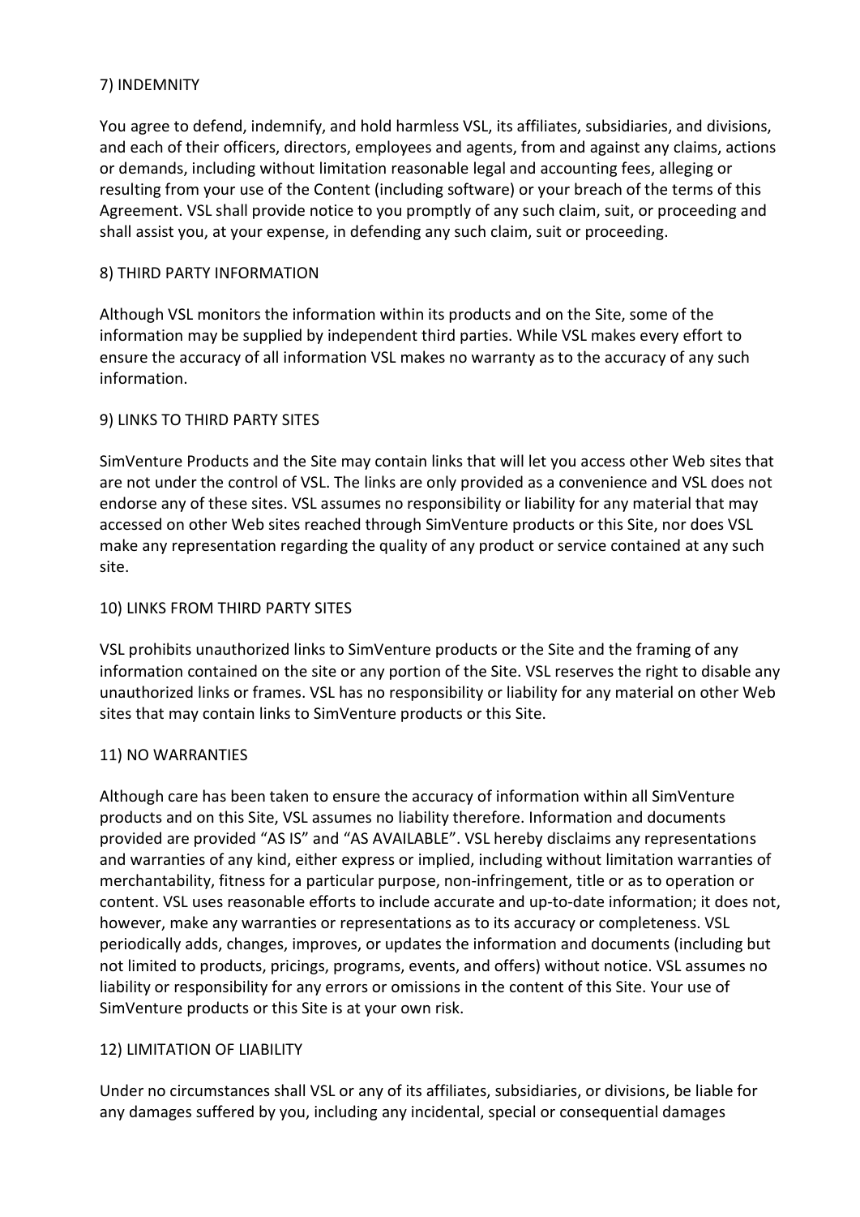## 7) INDEMNITY

You agree to defend, indemnify, and hold harmless VSL, its affiliates, subsidiaries, and divisions, and each of their officers, directors, employees and agents, from and against any claims, actions or demands, including without limitation reasonable legal and accounting fees, alleging or resulting from your use of the Content (including software) or your breach of the terms of this Agreement. VSL shall provide notice to you promptly of any such claim, suit, or proceeding and shall assist you, at your expense, in defending any such claim, suit or proceeding.

## 8) THIRD PARTY INFORMATION

Although VSL monitors the information within its products and on the Site, some of the information may be supplied by independent third parties. While VSL makes every effort to ensure the accuracy of all information VSL makes no warranty as to the accuracy of any such information.

## 9) LINKS TO THIRD PARTY SITES

SimVenture Products and the Site may contain links that will let you access other Web sites that are not under the control of VSL. The links are only provided as a convenience and VSL does not endorse any of these sites. VSL assumes no responsibility or liability for any material that may accessed on other Web sites reached through SimVenture products or this Site, nor does VSL make any representation regarding the quality of any product or service contained at any such site.

## 10) LINKS FROM THIRD PARTY SITES

VSL prohibits unauthorized links to SimVenture products or the Site and the framing of any information contained on the site or any portion of the Site. VSL reserves the right to disable any unauthorized links or frames. VSL has no responsibility or liability for any material on other Web sites that may contain links to SimVenture products or this Site.

## 11) NO WARRANTIES

Although care has been taken to ensure the accuracy of information within all SimVenture products and on this Site, VSL assumes no liability therefore. Information and documents provided are provided "AS IS" and "AS AVAILABLE". VSL hereby disclaims any representations and warranties of any kind, either express or implied, including without limitation warranties of merchantability, fitness for a particular purpose, non-infringement, title or as to operation or content. VSL uses reasonable efforts to include accurate and up-to-date information; it does not, however, make any warranties or representations as to its accuracy or completeness. VSL periodically adds, changes, improves, or updates the information and documents (including but not limited to products, pricings, programs, events, and offers) without notice. VSL assumes no liability or responsibility for any errors or omissions in the content of this Site. Your use of SimVenture products or this Site is at your own risk.

## 12) LIMITATION OF LIABILITY

Under no circumstances shall VSL or any of its affiliates, subsidiaries, or divisions, be liable for any damages suffered by you, including any incidental, special or consequential damages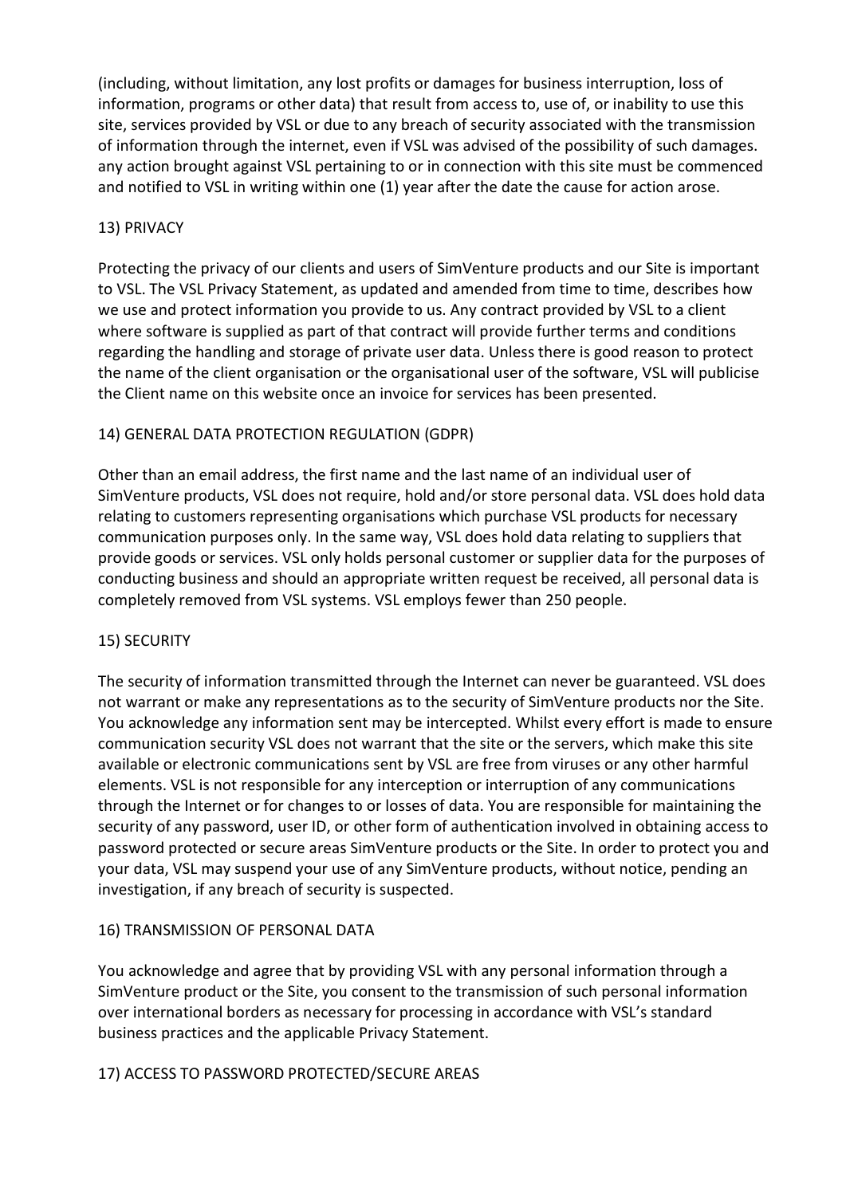(including, without limitation, any lost profits or damages for business interruption, loss of information, programs or other data) that result from access to, use of, or inability to use this site, services provided by VSL or due to any breach of security associated with the transmission of information through the internet, even if VSL was advised of the possibility of such damages. any action brought against VSL pertaining to or in connection with this site must be commenced and notified to VSL in writing within one (1) year after the date the cause for action arose.

## 13) PRIVACY

Protecting the privacy of our clients and users of SimVenture products and our Site is important to VSL. The VSL Privacy Statement, as updated and amended from time to time, describes how we use and protect information you provide to us. Any contract provided by VSL to a client where software is supplied as part of that contract will provide further terms and conditions regarding the handling and storage of private user data. Unless there is good reason to protect the name of the client organisation or the organisational user of the software, VSL will publicise the Client name on this website once an invoice for services has been presented.

## 14) GENERAL DATA PROTECTION REGULATION (GDPR)

Other than an email address, the first name and the last name of an individual user of SimVenture products, VSL does not require, hold and/or store personal data. VSL does hold data relating to customers representing organisations which purchase VSL products for necessary communication purposes only. In the same way, VSL does hold data relating to suppliers that provide goods or services. VSL only holds personal customer or supplier data for the purposes of conducting business and should an appropriate written request be received, all personal data is completely removed from VSL systems. VSL employs fewer than 250 people.

## 15) SECURITY

The security of information transmitted through the Internet can never be guaranteed. VSL does not warrant or make any representations as to the security of SimVenture products nor the Site. You acknowledge any information sent may be intercepted. Whilst every effort is made to ensure communication security VSL does not warrant that the site or the servers, which make this site available or electronic communications sent by VSL are free from viruses or any other harmful elements. VSL is not responsible for any interception or interruption of any communications through the Internet or for changes to or losses of data. You are responsible for maintaining the security of any password, user ID, or other form of authentication involved in obtaining access to password protected or secure areas SimVenture products or the Site. In order to protect you and your data, VSL may suspend your use of any SimVenture products, without notice, pending an investigation, if any breach of security is suspected.

## 16) TRANSMISSION OF PERSONAL DATA

You acknowledge and agree that by providing VSL with any personal information through a SimVenture product or the Site, you consent to the transmission of such personal information over international borders as necessary for processing in accordance with VSL's standard business practices and the applicable Privacy Statement.

## 17) ACCESS TO PASSWORD PROTECTED/SECURE AREAS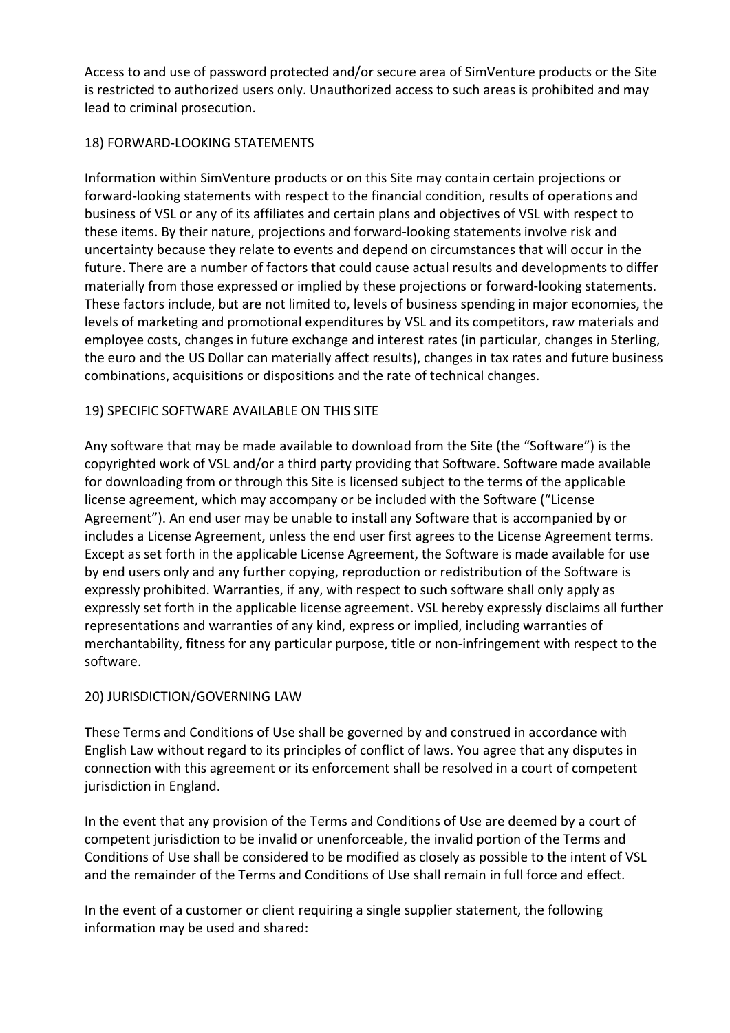Access to and use of password protected and/or secure area of SimVenture products or the Site is restricted to authorized users only. Unauthorized access to such areas is prohibited and may lead to criminal prosecution.

## 18) FORWARD-LOOKING STATEMENTS

Information within SimVenture products or on this Site may contain certain projections or forward-looking statements with respect to the financial condition, results of operations and business of VSL or any of its affiliates and certain plans and objectives of VSL with respect to these items. By their nature, projections and forward-looking statements involve risk and uncertainty because they relate to events and depend on circumstances that will occur in the future. There are a number of factors that could cause actual results and developments to differ materially from those expressed or implied by these projections or forward-looking statements. These factors include, but are not limited to, levels of business spending in major economies, the levels of marketing and promotional expenditures by VSL and its competitors, raw materials and employee costs, changes in future exchange and interest rates (in particular, changes in Sterling, the euro and the US Dollar can materially affect results), changes in tax rates and future business combinations, acquisitions or dispositions and the rate of technical changes.

## 19) SPECIFIC SOFTWARE AVAILABLE ON THIS SITE

Any software that may be made available to download from the Site (the "Software") is the copyrighted work of VSL and/or a third party providing that Software. Software made available for downloading from or through this Site is licensed subject to the terms of the applicable license agreement, which may accompany or be included with the Software ("License Agreement"). An end user may be unable to install any Software that is accompanied by or includes a License Agreement, unless the end user first agrees to the License Agreement terms. Except as set forth in the applicable License Agreement, the Software is made available for use by end users only and any further copying, reproduction or redistribution of the Software is expressly prohibited. Warranties, if any, with respect to such software shall only apply as expressly set forth in the applicable license agreement. VSL hereby expressly disclaims all further representations and warranties of any kind, express or implied, including warranties of merchantability, fitness for any particular purpose, title or non-infringement with respect to the software.

## 20) JURISDICTION/GOVERNING LAW

These Terms and Conditions of Use shall be governed by and construed in accordance with English Law without regard to its principles of conflict of laws. You agree that any disputes in connection with this agreement or its enforcement shall be resolved in a court of competent jurisdiction in England.

In the event that any provision of the Terms and Conditions of Use are deemed by a court of competent jurisdiction to be invalid or unenforceable, the invalid portion of the Terms and Conditions of Use shall be considered to be modified as closely as possible to the intent of VSL and the remainder of the Terms and Conditions of Use shall remain in full force and effect.

In the event of a customer or client requiring a single supplier statement, the following information may be used and shared: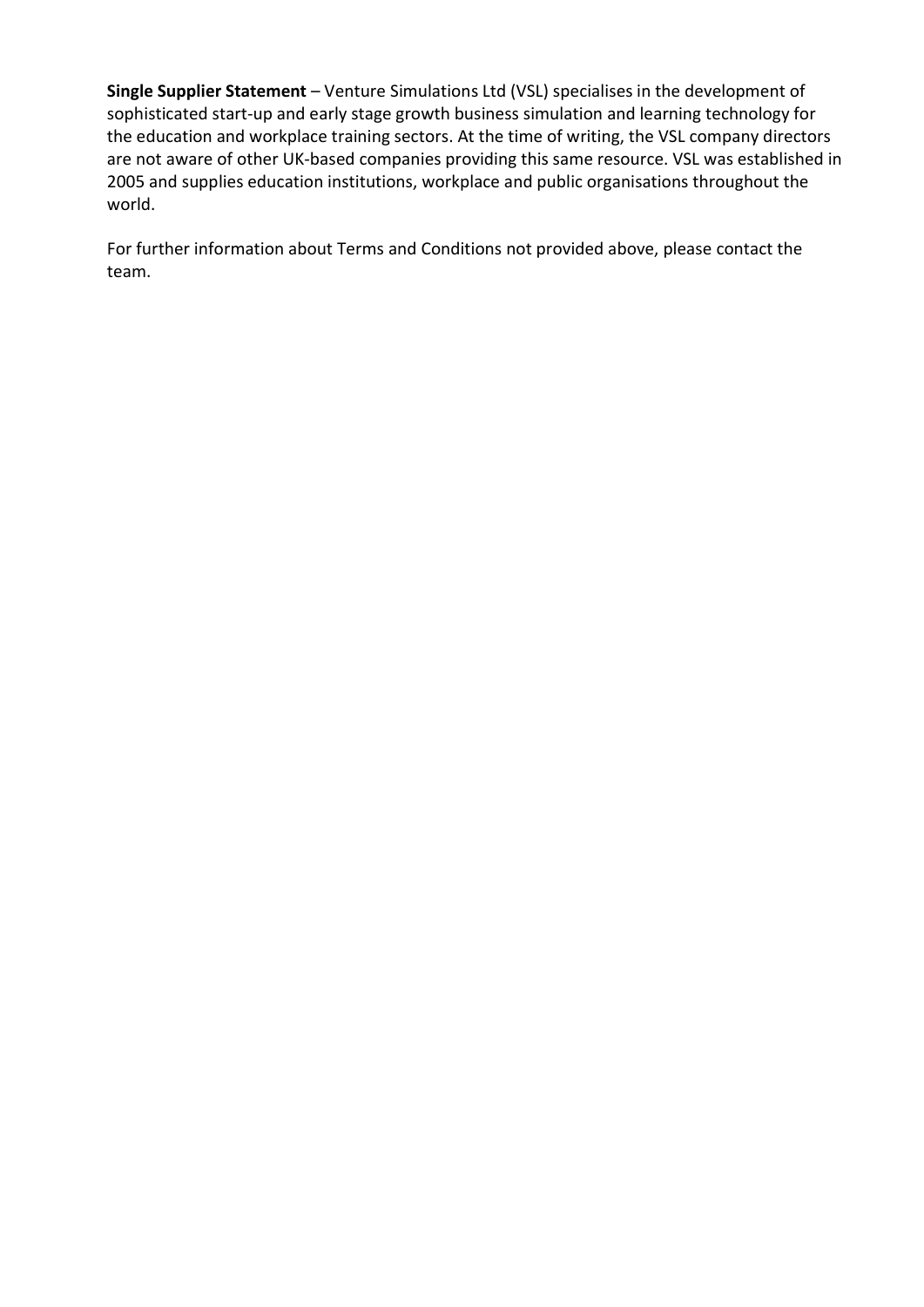**Single Supplier Statement** – Venture Simulations Ltd (VSL) specialises in the development of sophisticated start-up and early stage growth business simulation and learning technology for the education and workplace training sectors. At the time of writing, the VSL company directors are not aware of other UK-based companies providing this same resource. VSL was established in 2005 and supplies education institutions, workplace and public organisations throughout the world.

For further information about Terms and Conditions not provided above, please contact the team.